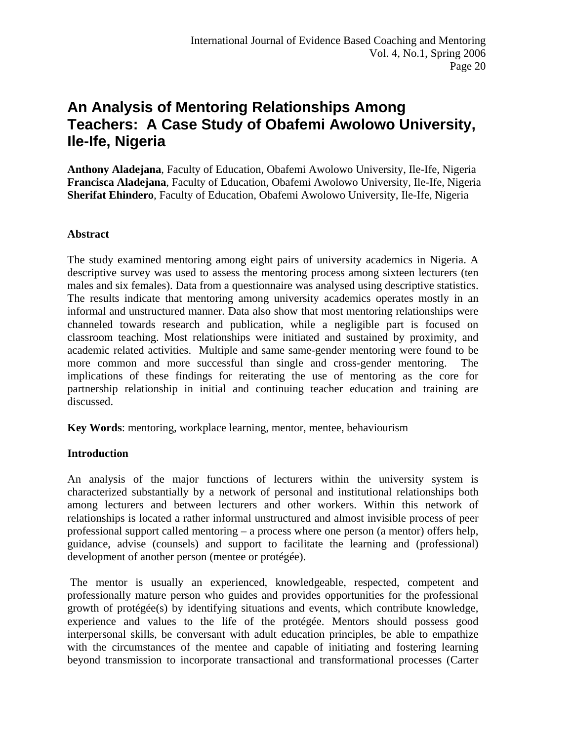# An Analysis of Mentoring Relationships Among Teachers: A Case Study of Obafemi Awolowo University, Ile-Ife, Nigeria

**Anthony Aladejana**, Faculty of Education, Obafemi Awolowo University, Ile-Ife, Nigeria
**Francisca Aladejana**, Faculty of Education, Obafemi Awolowo University, Ile-Ife, Nigeria
**Sherifat Ehindero**, Faculty of Education, Obafemi Awolowo University, Ile-Ife, Nigeria

**Abstract**

The study examined mentoring among eight pairs of university academics in Nigeria. A descriptive survey was used to assess the mentoring process among sixteen lecturers (ten males and six females). Data from a questionnaire was analysed using descriptive statistics. The results indicate that mentoring among university academics operates mostly in an informal and unstructured manner. Data also show that most mentoring relationships were channeled towards research and publication, while a negligible part is focused on classroom teaching. Most relationships were initiated and sustained by proximity, and academic related activities. Multiple and same same-gender mentoring were found to be more common and more successful than single and cross-gender mentoring. The implications of these findings for reiterating the use of mentoring as the core for partnership relationship in initial and continuing teacher education and training are discussed.

**Key Words**: mentoring, workplace learning, mentor, mentee, behaviourism

**Introduction**

An analysis of the major functions of lecturers within the university system is characterized substantially by a network of personal and institutional relationships both among lecturers and between lecturers and other workers. Within this network of relationships is located a rather informal unstructured and almost invisible process of peer professional support called mentoring – a process where one person (a mentor) offers help, guidance, advise (counsels) and support to facilitate the learning and (professional) development of another person (mentee or protégée).

The mentor is usually an experienced, knowledgeable, respected, competent and professionally mature person who guides and provides opportunities for the professional growth of protégée(s) by identifying situations and events, which contribute knowledge, experience and values to the life of the protégée. Mentors should possess good interpersonal skills, be conversant with adult education principles, be able to empathize with the circumstances of the mentee and capable of initiating and fostering learning beyond transmission to incorporate transactional and transformational processes (Carter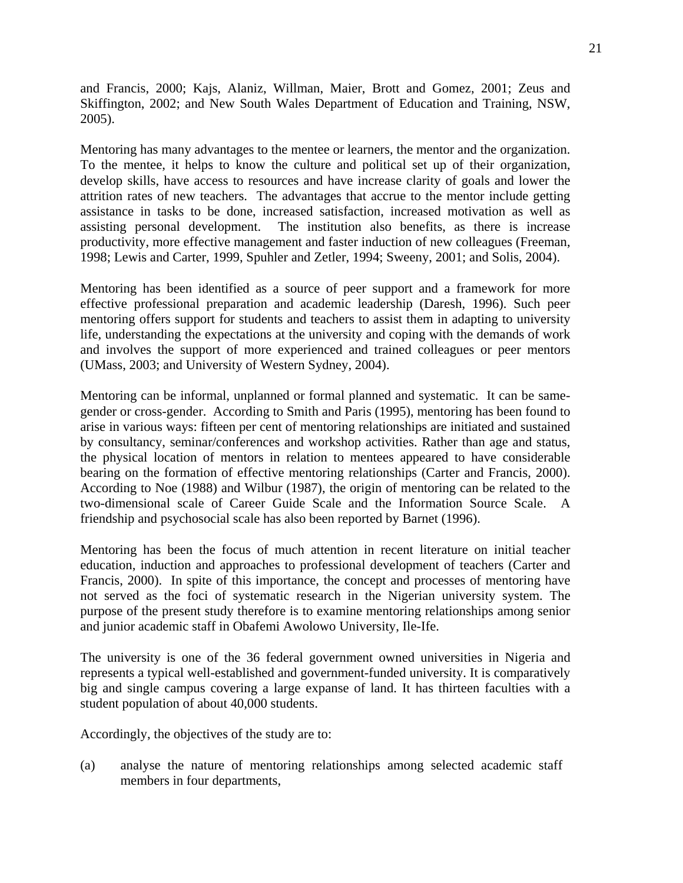and Francis, 2000; Kajs, Alaniz, Willman, Maier, Brott and Gomez, 2001; Zeus and Skiffington, 2002; and New South Wales Department of Education and Training, NSW, 2005).

Mentoring has many advantages to the mentee or learners, the mentor and the organization. To the mentee, it helps to know the culture and political set up of their organization, develop skills, have access to resources and have increase clarity of goals and lower the attrition rates of new teachers. The advantages that accrue to the mentor include getting assistance in tasks to be done, increased satisfaction, increased motivation as well as assisting personal development. The institution also benefits, as there is increase productivity, more effective management and faster induction of new colleagues (Freeman, 1998; Lewis and Carter, 1999, Spuhler and Zetler, 1994; Sweeny, 2001; and Solis, 2004).

Mentoring has been identified as a source of peer support and a framework for more effective professional preparation and academic leadership (Daresh, 1996). Such peer mentoring offers support for students and teachers to assist them in adapting to university life, understanding the expectations at the university and coping with the demands of work and involves the support of more experienced and trained colleagues or peer mentors (UMass, 2003; and University of Western Sydney, 2004).

Mentoring can be informal, unplanned or formal planned and systematic. It can be same-gender or cross-gender. According to Smith and Paris (1995), mentoring has been found to arise in various ways: fifteen per cent of mentoring relationships are initiated and sustained by consultancy, seminar/conferences and workshop activities. Rather than age and status, the physical location of mentors in relation to mentees appeared to have considerable bearing on the formation of effective mentoring relationships (Carter and Francis, 2000). According to Noe (1988) and Wilbur (1987), the origin of mentoring can be related to the two-dimensional scale of Career Guide Scale and the Information Source Scale. A friendship and psychosocial scale has also been reported by Barnet (1996).

Mentoring has been the focus of much attention in recent literature on initial teacher education, induction and approaches to professional development of teachers (Carter and Francis, 2000). In spite of this importance, the concept and processes of mentoring have not served as the foci of systematic research in the Nigerian university system. The purpose of the present study therefore is to examine mentoring relationships among senior and junior academic staff in Obafemi Awolowo University, Ile-Ife.

The university is one of the 36 federal government owned universities in Nigeria and represents a typical well-established and government-funded university. It is comparatively big and single campus covering a large expanse of land. It has thirteen faculties with a student population of about 40,000 students.

Accordingly, the objectives of the study are to:

(a) analyse the nature of mentoring relationships among selected academic staff members in four departments,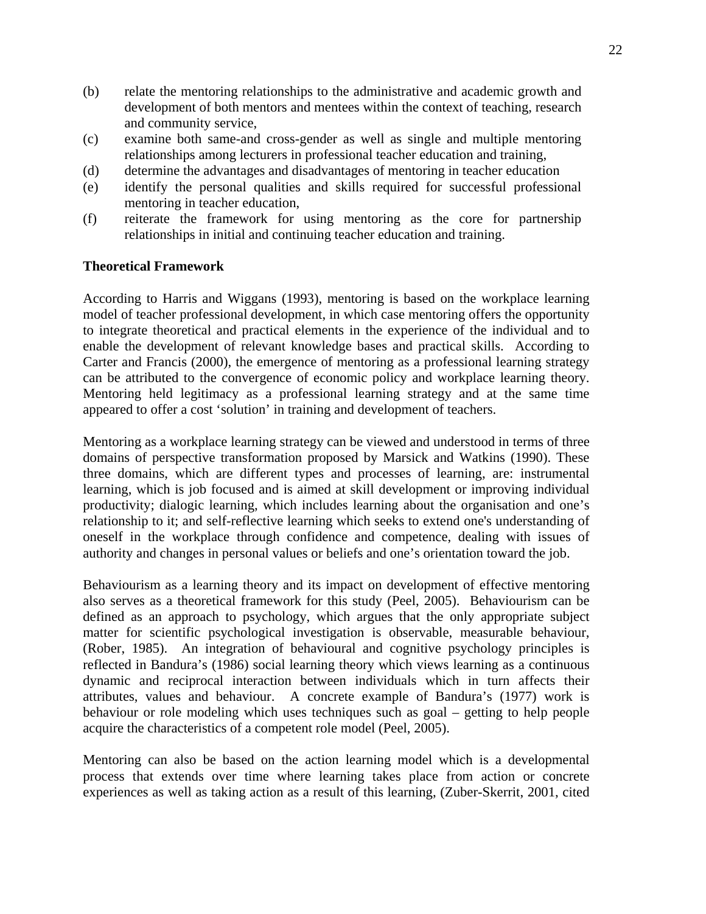(b) relate the mentoring relationships to the administrative and academic growth and development of both mentors and mentees within the context of teaching, research and community service,
(c) examine both same-and cross-gender as well as single and multiple mentoring relationships among lecturers in professional teacher education and training,
(d) determine the advantages and disadvantages of mentoring in teacher education
(e) identify the personal qualities and skills required for successful professional mentoring in teacher education,
(f) reiterate the framework for using mentoring as the core for partnership relationships in initial and continuing teacher education and training.

**Theoretical Framework**

According to Harris and Wiggans (1993), mentoring is based on the workplace learning model of teacher professional development, in which case mentoring offers the opportunity to integrate theoretical and practical elements in the experience of the individual and to enable the development of relevant knowledge bases and practical skills. According to Carter and Francis (2000), the emergence of mentoring as a professional learning strategy can be attributed to the convergence of economic policy and workplace learning theory. Mentoring held legitimacy as a professional learning strategy and at the same time appeared to offer a cost 'solution' in training and development of teachers.

Mentoring as a workplace learning strategy can be viewed and understood in terms of three domains of perspective transformation proposed by Marsick and Watkins (1990). These three domains, which are different types and processes of learning, are: instrumental learning, which is job focused and is aimed at skill development or improving individual productivity; dialogic learning, which includes learning about the organisation and one's relationship to it; and self-reflective learning which seeks to extend one's understanding of oneself in the workplace through confidence and competence, dealing with issues of authority and changes in personal values or beliefs and one's orientation toward the job.

Behaviourism as a learning theory and its impact on development of effective mentoring also serves as a theoretical framework for this study (Peel, 2005). Behaviourism can be defined as an approach to psychology, which argues that the only appropriate subject matter for scientific psychological investigation is observable, measurable behaviour, (Rober, 1985). An integration of behavioural and cognitive psychology principles is reflected in Bandura's (1986) social learning theory which views learning as a continuous dynamic and reciprocal interaction between individuals which in turn affects their attributes, values and behaviour. A concrete example of Bandura's (1977) work is behaviour or role modeling which uses techniques such as goal – getting to help people acquire the characteristics of a competent role model (Peel, 2005).

Mentoring can also be based on the action learning model which is a developmental process that extends over time where learning takes place from action or concrete experiences as well as taking action as a result of this learning, (Zuber-Skerrit, 2001, cited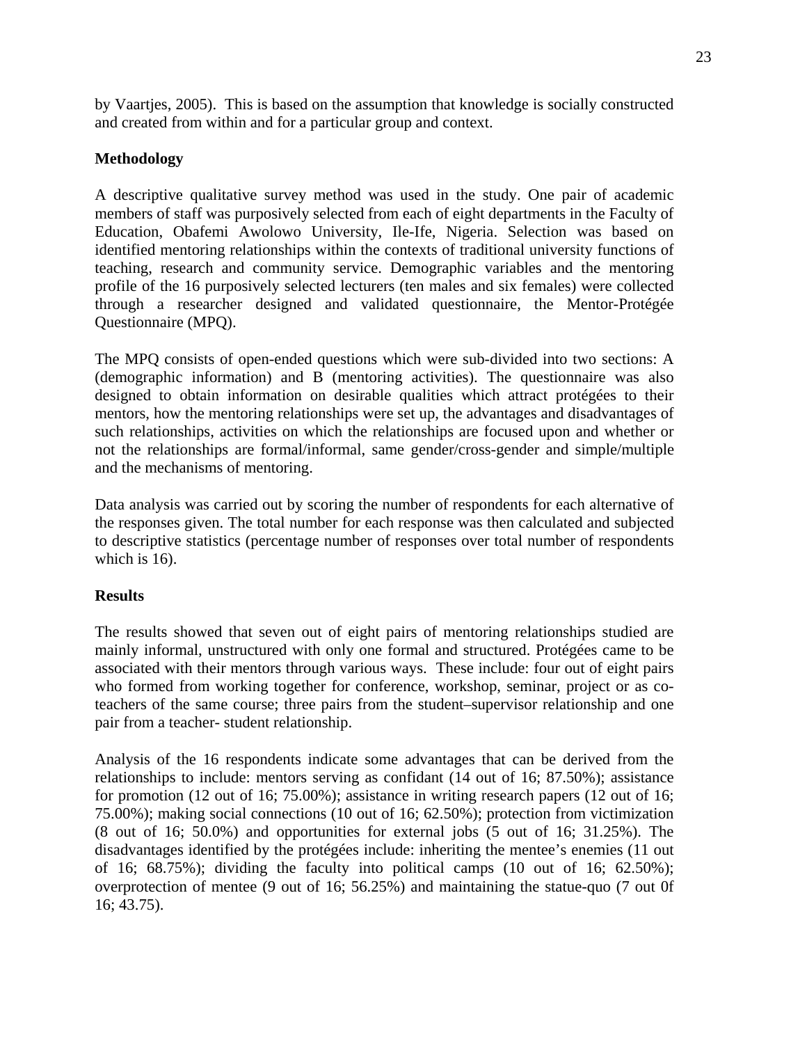by Vaartjes, 2005). This is based on the assumption that knowledge is socially constructed and created from within and for a particular group and context.

**Methodology**

A descriptive qualitative survey method was used in the study. One pair of academic members of staff was purposively selected from each of eight departments in the Faculty of Education, Obafemi Awolowo University, Ile-Ife, Nigeria. Selection was based on identified mentoring relationships within the contexts of traditional university functions of teaching, research and community service. Demographic variables and the mentoring profile of the 16 purposively selected lecturers (ten males and six females) were collected through a researcher designed and validated questionnaire, the Mentor-Protégée Questionnaire (MPQ).

The MPQ consists of open-ended questions which were sub-divided into two sections: A (demographic information) and B (mentoring activities). The questionnaire was also designed to obtain information on desirable qualities which attract protégées to their mentors, how the mentoring relationships were set up, the advantages and disadvantages of such relationships, activities on which the relationships are focused upon and whether or not the relationships are formal/informal, same gender/cross-gender and simple/multiple and the mechanisms of mentoring.

Data analysis was carried out by scoring the number of respondents for each alternative of the responses given. The total number for each response was then calculated and subjected to descriptive statistics (percentage number of responses over total number of respondents which is 16).

**Results**

The results showed that seven out of eight pairs of mentoring relationships studied are mainly informal, unstructured with only one formal and structured. Protégées came to be associated with their mentors through various ways. These include: four out of eight pairs who formed from working together for conference, workshop, seminar, project or as co-teachers of the same course; three pairs from the student–supervisor relationship and one pair from a teacher- student relationship.

Analysis of the 16 respondents indicate some advantages that can be derived from the relationships to include: mentors serving as confidant (14 out of 16; 87.50%); assistance for promotion (12 out of 16; 75.00%); assistance in writing research papers (12 out of 16; 75.00%); making social connections (10 out of 16; 62.50%); protection from victimization (8 out of 16; 50.0%) and opportunities for external jobs (5 out of 16; 31.25%). The disadvantages identified by the protégées include: inheriting the mentee's enemies (11 out of 16; 68.75%); dividing the faculty into political camps (10 out of 16; 62.50%); overprotection of mentee (9 out of 16; 56.25%) and maintaining the statue-quo (7 out 0f 16; 43.75).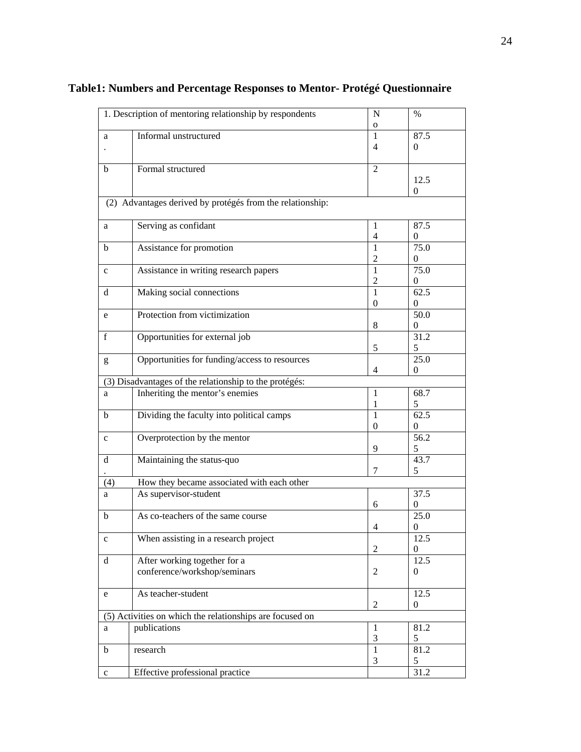**Table1: Numbers and Percentage Responses to Mentor- Protégé Questionnaire**

| 1. Description of mentoring relationship by respondents | | No | % |
|---|---|---|---|
| a. | Informal unstructured | 14 | 87.50 |
| b | Formal structured | 2 | 12.50 |
| (2) Advantages derived by protégés from the relationship: | | | |
| a | Serving as confidant | 14 | 87.50 |
| b | Assistance for promotion | 12 | 75.00 |
| c | Assistance in writing research papers | 12 | 75.00 |
| d | Making social connections | 10 | 62.50 |
| e | Protection from victimization | 8 | 50.00 |
| f | Opportunities for external job | 5 | 31.25 |
| g | Opportunities for funding/access to resources | 4 | 25.00 |
| (3) Disadvantages of the relationship to the protégés: | | | |
| a | Inheriting the mentor's enemies | 11 | 68.75 |
| b | Dividing the faculty into political camps | 10 | 62.50 |
| c | Overprotection by the mentor | 9 | 56.25 |
| d. | Maintaining the status-quo | 7 | 43.75 |
| (4) | How they became associated with each other | | |
| a | As supervisor-student | 6 | 37.50 |
| b | As co-teachers of the same course | 4 | 25.00 |
| c | When assisting in a research project | 2 | 12.50 |
| d | After working together for a conference/workshop/seminars | 2 | 12.50 |
| e | As teacher-student | 2 | 12.50 |
| (5) Activities on which the relationships are focused on | | | |
| a | publications | 13 | 81.25 |
| b | research | 13 | 81.25 |
| c | Effective professional practice | | 31.2 |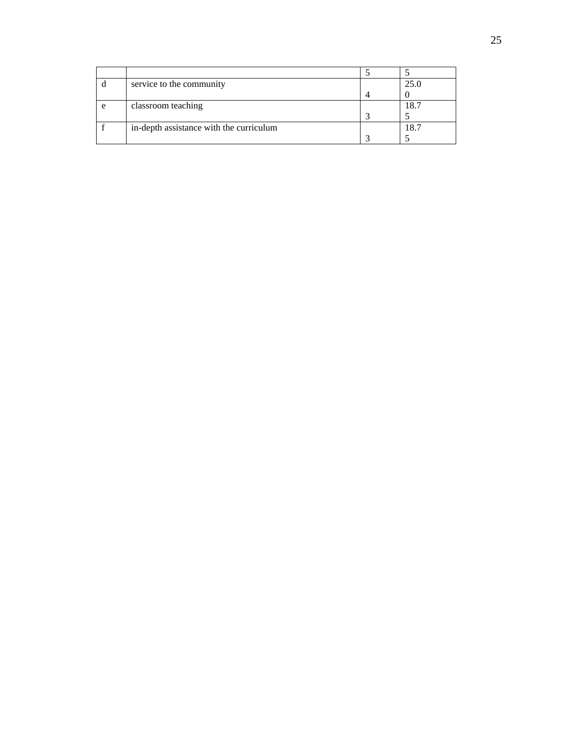| | | 5 | 5 |
|---|---|---|---|
| d | service to the community | 4 | 25.00 |
| e | classroom teaching | 3 | 18.75 |
| f | in-depth assistance with the curriculum | 3 | 18.75 |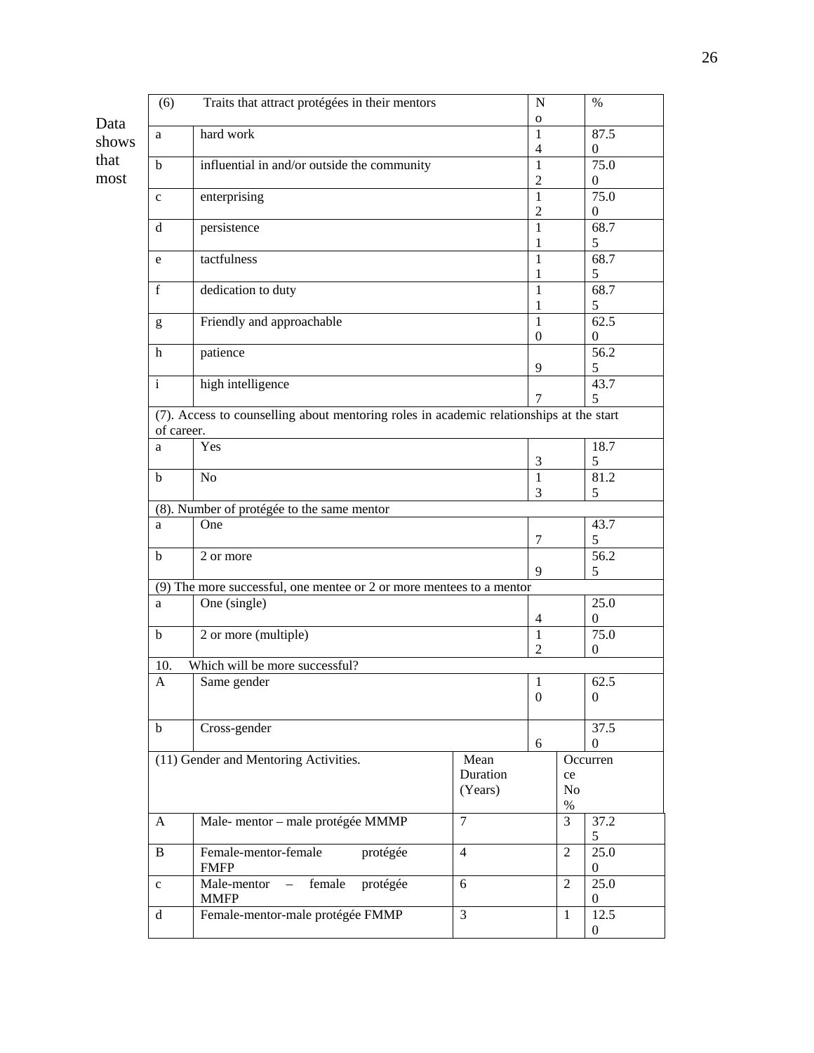Data shows that most

| (6) Traits that attract protégées in their mentors | | No | % |
|---|---|---|---|
| a | hard work | 14 | 87.50 |
| b | influential in and/or outside the community | 12 | 75.00 |
| c | enterprising | 12 | 75.00 |
| d | persistence | 11 | 68.75 |
| e | tactfulness | 11 | 68.75 |
| f | dedication to duty | 11 | 68.75 |
| g | Friendly and approachable | 10 | 62.50 |
| h | patience | 9 | 56.25 |
| i | high intelligence | 7 | 43.75 |
| (7). Access to counselling about mentoring roles in academic relationships at the start of career. | | | |
| a | Yes | 3 | 18.75 |
| b | No | 13 | 81.25 |
| (8). Number of protégée to the same mentor | | | |
| a | One | 7 | 43.75 |
| b | 2 or more | 9 | 56.25 |
| (9) The more successful, one mentee or 2 or more mentees to a mentor | | | |
| a | One (single) | 4 | 25.00 |
| b | 2 or more (multiple) | 12 | 75.00 |
| 10. Which will be more successful? | | | |
| A | Same gender | 10 | 62.50 |
| b | Cross-gender | 6 | 37.50 |

| (11) Gender and Mentoring Activities. | | Mean Duration (Years) | Occurrence No | % |
|---|---|---|---|---|
| A | Male- mentor – male protégée MMMP | 7 | 3 | 37.25 |
| B | Female-mentor-female protégée FMFP | 4 | 2 | 25.00 |
| c | Male-mentor – female protégée MMFP | 6 | 2 | 25.00 |
| d | Female-mentor-male protégée FMMP | 3 | 1 | 12.50 |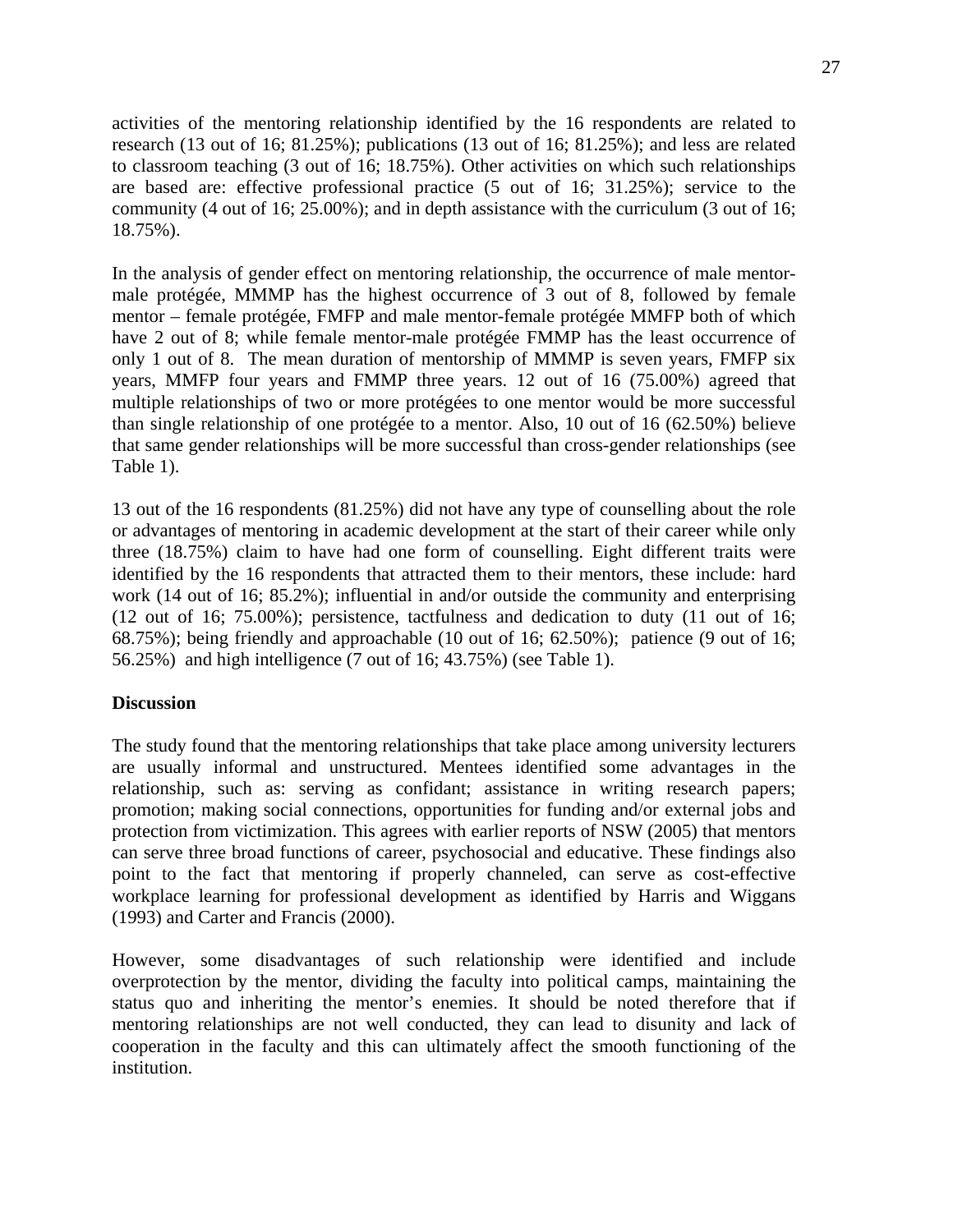activities of the mentoring relationship identified by the 16 respondents are related to research (13 out of 16; 81.25%); publications (13 out of 16; 81.25%); and less are related to classroom teaching (3 out of 16; 18.75%). Other activities on which such relationships are based are: effective professional practice (5 out of 16; 31.25%); service to the community (4 out of 16; 25.00%); and in depth assistance with the curriculum (3 out of 16; 18.75%).

In the analysis of gender effect on mentoring relationship, the occurrence of male mentor-male protégée, MMMP has the highest occurrence of 3 out of 8, followed by female mentor – female protégée, FMFP and male mentor-female protégée MMFP both of which have 2 out of 8; while female mentor-male protégée FMMP has the least occurrence of only 1 out of 8. The mean duration of mentorship of MMMP is seven years, FMFP six years, MMFP four years and FMMP three years. 12 out of 16 (75.00%) agreed that multiple relationships of two or more protégées to one mentor would be more successful than single relationship of one protégée to a mentor. Also, 10 out of 16 (62.50%) believe that same gender relationships will be more successful than cross-gender relationships (see Table 1).

13 out of the 16 respondents (81.25%) did not have any type of counselling about the role or advantages of mentoring in academic development at the start of their career while only three (18.75%) claim to have had one form of counselling. Eight different traits were identified by the 16 respondents that attracted them to their mentors, these include: hard work (14 out of 16; 85.2%); influential in and/or outside the community and enterprising (12 out of 16; 75.00%); persistence, tactfulness and dedication to duty (11 out of 16; 68.75%); being friendly and approachable (10 out of 16; 62.50%); patience (9 out of 16; 56.25%) and high intelligence (7 out of 16; 43.75%) (see Table 1).

**Discussion**

The study found that the mentoring relationships that take place among university lecturers are usually informal and unstructured. Mentees identified some advantages in the relationship, such as: serving as confidant; assistance in writing research papers; promotion; making social connections, opportunities for funding and/or external jobs and protection from victimization. This agrees with earlier reports of NSW (2005) that mentors can serve three broad functions of career, psychosocial and educative. These findings also point to the fact that mentoring if properly channeled, can serve as cost-effective workplace learning for professional development as identified by Harris and Wiggans (1993) and Carter and Francis (2000).

However, some disadvantages of such relationship were identified and include overprotection by the mentor, dividing the faculty into political camps, maintaining the status quo and inheriting the mentor's enemies. It should be noted therefore that if mentoring relationships are not well conducted, they can lead to disunity and lack of cooperation in the faculty and this can ultimately affect the smooth functioning of the institution.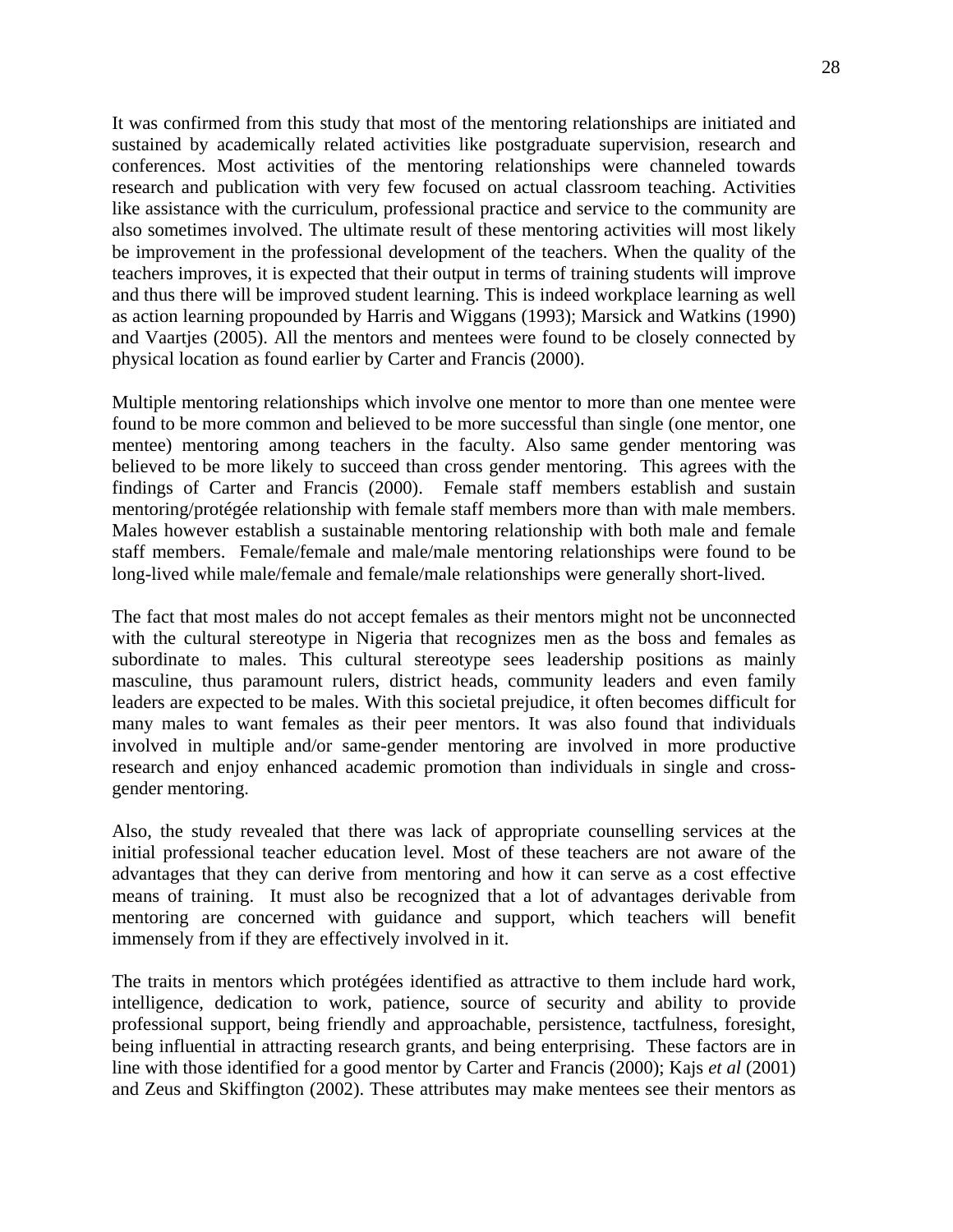It was confirmed from this study that most of the mentoring relationships are initiated and sustained by academically related activities like postgraduate supervision, research and conferences. Most activities of the mentoring relationships were channeled towards research and publication with very few focused on actual classroom teaching. Activities like assistance with the curriculum, professional practice and service to the community are also sometimes involved. The ultimate result of these mentoring activities will most likely be improvement in the professional development of the teachers. When the quality of the teachers improves, it is expected that their output in terms of training students will improve and thus there will be improved student learning. This is indeed workplace learning as well as action learning propounded by Harris and Wiggans (1993); Marsick and Watkins (1990) and Vaartjes (2005). All the mentors and mentees were found to be closely connected by physical location as found earlier by Carter and Francis (2000).

Multiple mentoring relationships which involve one mentor to more than one mentee were found to be more common and believed to be more successful than single (one mentor, one mentee) mentoring among teachers in the faculty. Also same gender mentoring was believed to be more likely to succeed than cross gender mentoring. This agrees with the findings of Carter and Francis (2000). Female staff members establish and sustain mentoring/protégée relationship with female staff members more than with male members. Males however establish a sustainable mentoring relationship with both male and female staff members. Female/female and male/male mentoring relationships were found to be long-lived while male/female and female/male relationships were generally short-lived.

The fact that most males do not accept females as their mentors might not be unconnected with the cultural stereotype in Nigeria that recognizes men as the boss and females as subordinate to males. This cultural stereotype sees leadership positions as mainly masculine, thus paramount rulers, district heads, community leaders and even family leaders are expected to be males. With this societal prejudice, it often becomes difficult for many males to want females as their peer mentors. It was also found that individuals involved in multiple and/or same-gender mentoring are involved in more productive research and enjoy enhanced academic promotion than individuals in single and cross-gender mentoring.

Also, the study revealed that there was lack of appropriate counselling services at the initial professional teacher education level. Most of these teachers are not aware of the advantages that they can derive from mentoring and how it can serve as a cost effective means of training. It must also be recognized that a lot of advantages derivable from mentoring are concerned with guidance and support, which teachers will benefit immensely from if they are effectively involved in it.

The traits in mentors which protégées identified as attractive to them include hard work, intelligence, dedication to work, patience, source of security and ability to provide professional support, being friendly and approachable, persistence, tactfulness, foresight, being influential in attracting research grants, and being enterprising. These factors are in line with those identified for a good mentor by Carter and Francis (2000); Kajs *et al* (2001) and Zeus and Skiffington (2002). These attributes may make mentees see their mentors as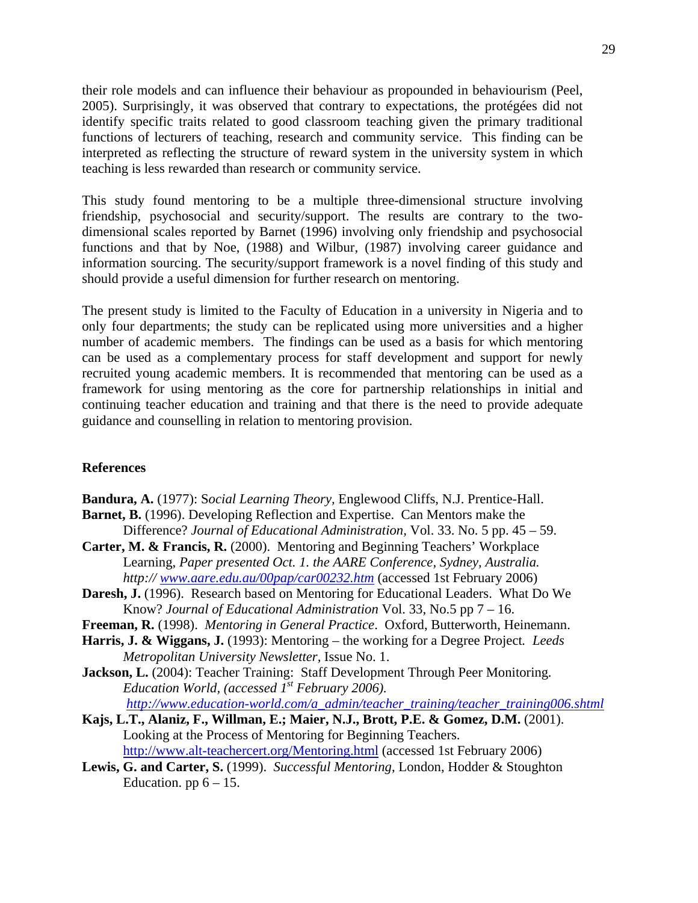their role models and can influence their behaviour as propounded in behaviourism (Peel, 2005). Surprisingly, it was observed that contrary to expectations, the protégées did not identify specific traits related to good classroom teaching given the primary traditional functions of lecturers of teaching, research and community service. This finding can be interpreted as reflecting the structure of reward system in the university system in which teaching is less rewarded than research or community service.

This study found mentoring to be a multiple three-dimensional structure involving friendship, psychosocial and security/support. The results are contrary to the two-dimensional scales reported by Barnet (1996) involving only friendship and psychosocial functions and that by Noe, (1988) and Wilbur, (1987) involving career guidance and information sourcing. The security/support framework is a novel finding of this study and should provide a useful dimension for further research on mentoring.

The present study is limited to the Faculty of Education in a university in Nigeria and to only four departments; the study can be replicated using more universities and a higher number of academic members. The findings can be used as a basis for which mentoring can be used as a complementary process for staff development and support for newly recruited young academic members. It is recommended that mentoring can be used as a framework for using mentoring as the core for partnership relationships in initial and continuing teacher education and training and that there is the need to provide adequate guidance and counselling in relation to mentoring provision.

## References

**Bandura, A.** (1977): *Social Learning Theory*, Englewood Cliffs, N.J. Prentice-Hall.

**Barnet, B.** (1996). Developing Reflection and Expertise. Can Mentors make the Difference? *Journal of Educational Administration*, Vol. 33. No. 5 pp. 45 – 59.

**Carter, M. & Francis, R.** (2000). Mentoring and Beginning Teachers' Workplace Learning, *Paper presented Oct. 1. the AARE Conference, Sydney, Australia. http:// www.aare.edu.au/00pap/car00232.htm* (accessed 1st February 2006)

**Daresh, J.** (1996). Research based on Mentoring for Educational Leaders. What Do We Know? *Journal of Educational Administration* Vol. 33, No.5 pp 7 – 16.

**Freeman, R.** (1998). *Mentoring in General Practice*. Oxford, Butterworth, Heinemann.

**Harris, J. & Wiggans, J.** (1993): Mentoring – the working for a Degree Project. *Leeds Metropolitan University Newsletter*, Issue No. 1.

**Jackson, L.** (2004): Teacher Training: Staff Development Through Peer Monitoring. *Education World, (accessed 1st February 2006). http://www.education-world.com/a_admin/teacher_training/teacher_training006.shtml*

**Kajs, L.T., Alaniz, F., Willman, E.; Maier, N.J., Brott, P.E. & Gomez, D.M.** (2001). Looking at the Process of Mentoring for Beginning Teachers. http://www.alt-teachercert.org/Mentoring.html (accessed 1st February 2006)

**Lewis, G. and Carter, S.** (1999). *Successful Mentoring*, London, Hodder & Stoughton Education. pp 6 – 15.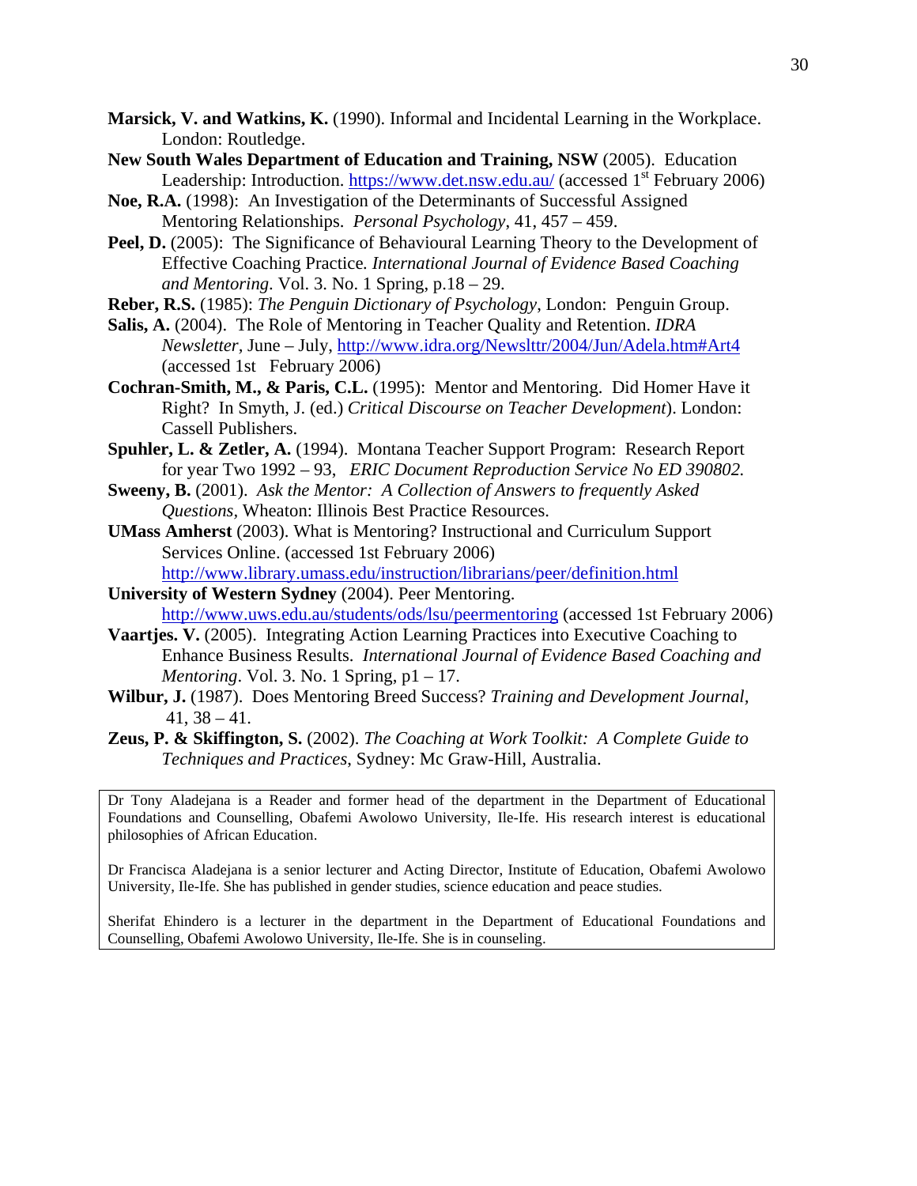**Marsick, V. and Watkins, K.** (1990). Informal and Incidental Learning in the Workplace. London: Routledge.

**New South Wales Department of Education and Training, NSW** (2005). Education Leadership: Introduction. https://www.det.nsw.edu.au/ (accessed 1st February 2006)

**Noe, R.A.** (1998): An Investigation of the Determinants of Successful Assigned Mentoring Relationships. *Personal Psychology*, 41, 457 – 459.

**Peel, D.** (2005): The Significance of Behavioural Learning Theory to the Development of Effective Coaching Practice*. International Journal of Evidence Based Coaching and Mentoring*. Vol. 3. No. 1 Spring, p.18 – 29.

**Reber, R.S.** (1985): *The Penguin Dictionary of Psychology*, London: Penguin Group.

**Salis, A.** (2004). The Role of Mentoring in Teacher Quality and Retention. *IDRA Newsletter*, June – July, http://www.idra.org/Newslttr/2004/Jun/Adela.htm#Art4 (accessed 1st February 2006)

**Cochran-Smith, M., & Paris, C.L.** (1995): Mentor and Mentoring. Did Homer Have it Right? In Smyth, J. (ed.) *Critical Discourse on Teacher Development*). London: Cassell Publishers.

**Spuhler, L. & Zetler, A.** (1994). Montana Teacher Support Program: Research Report for year Two 1992 – 93, *ERIC Document Reproduction Service No ED 390802.*

**Sweeny, B.** (2001). *Ask the Mentor: A Collection of Answers to frequently Asked Questions*, Wheaton: Illinois Best Practice Resources.

**UMass Amherst** (2003). What is Mentoring? Instructional and Curriculum Support Services Online. (accessed 1st February 2006) http://www.library.umass.edu/instruction/librarians/peer/definition.html

**University of Western Sydney** (2004). Peer Mentoring. http://www.uws.edu.au/students/ods/lsu/peermentoring (accessed 1st February 2006)

**Vaartjes. V.** (2005). Integrating Action Learning Practices into Executive Coaching to Enhance Business Results. *International Journal of Evidence Based Coaching and Mentoring*. Vol. 3. No. 1 Spring, p1 – 17.

**Wilbur, J.** (1987). Does Mentoring Breed Success? *Training and Development Journal*, 41, 38 – 41.

**Zeus, P. & Skiffington, S.** (2002). *The Coaching at Work Toolkit: A Complete Guide to Techniques and Practices*, Sydney: Mc Graw-Hill, Australia.

---

Dr Tony Aladejana is a Reader and former head of the department in the Department of Educational Foundations and Counselling, Obafemi Awolowo University, Ile-Ife. His research interest is educational philosophies of African Education.

Dr Francisca Aladejana is a senior lecturer and Acting Director, Institute of Education, Obafemi Awolowo University, Ile-Ife. She has published in gender studies, science education and peace studies.

Sherifat Ehindero is a lecturer in the department in the Department of Educational Foundations and Counselling, Obafemi Awolowo University, Ile-Ife. She is in counseling.